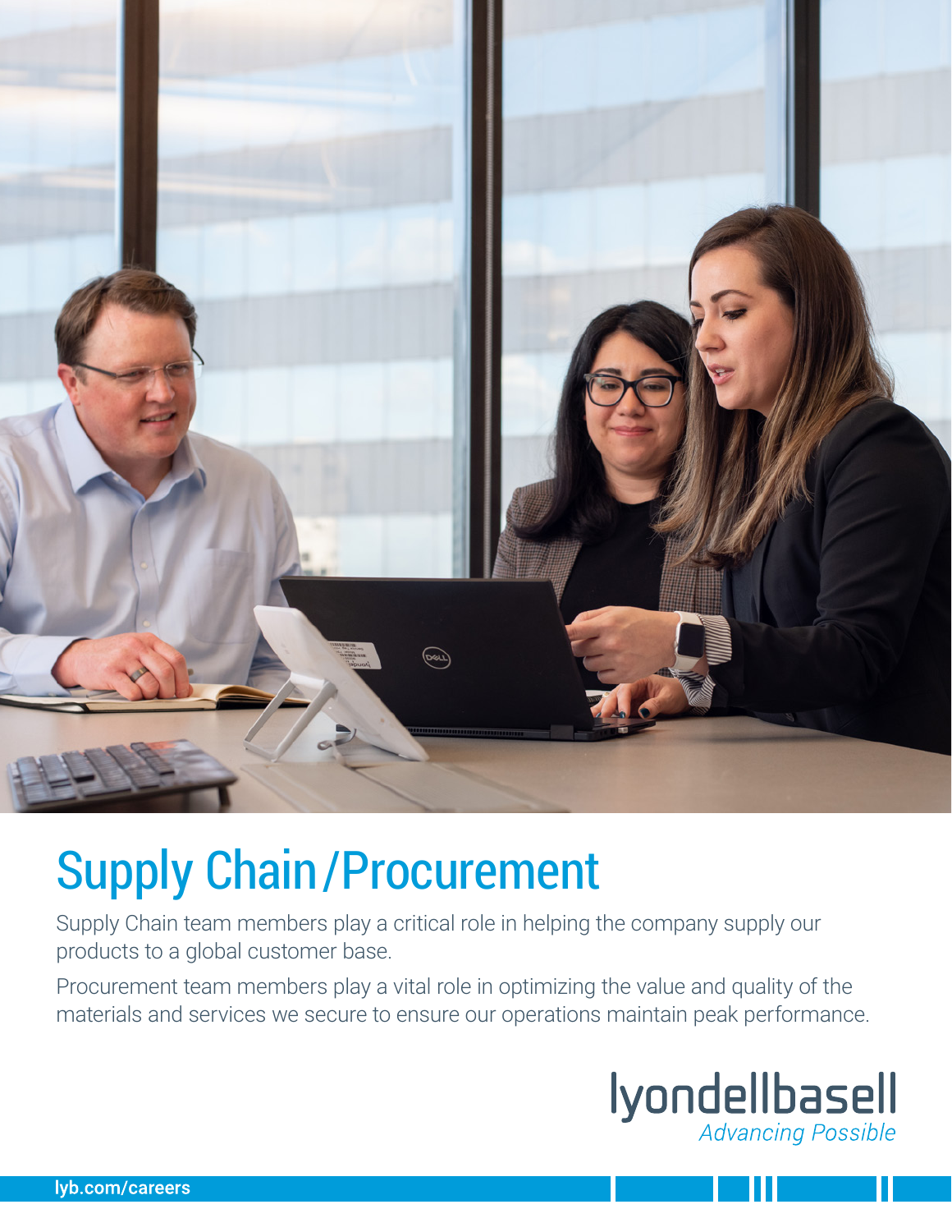# Supply Chain/Procurement

Supply Chain team members play a critical role in helping the company supply our products to a global customer base.

Procurement team members play a vital role in optimizing the value and quality of the materials and services we secure to ensure our operations maintain peak performance.

lyondellbasell
*Advancing Possible*

lyb.com/careers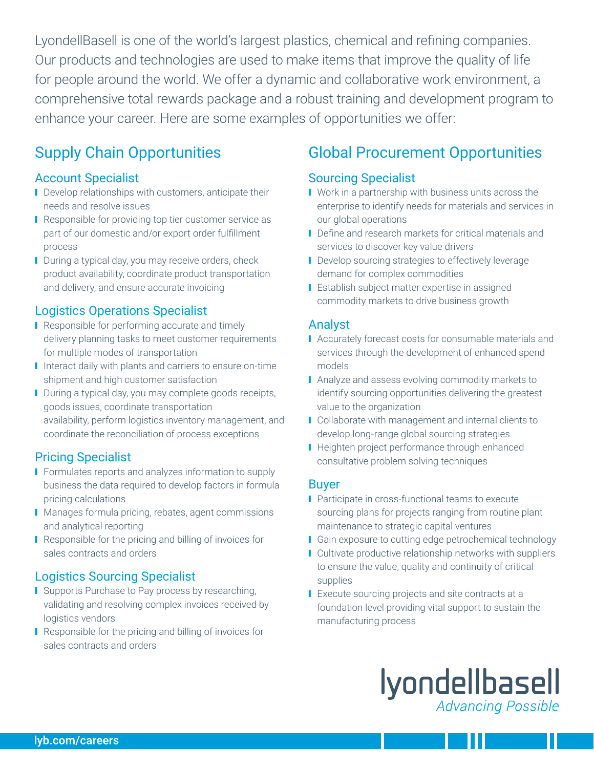LyondellBasell is one of the world's largest plastics, chemical and refining companies. Our products and technologies are used to make items that improve the quality of life for people around the world. We offer a dynamic and collaborative work environment, a comprehensive total rewards package and a robust training and development program to enhance your career. Here are some examples of opportunities we offer:

## Supply Chain Opportunities

### Account Specialist

- Develop relationships with customers, anticipate their needs and resolve issues
- Responsible for providing top tier customer service as part of our domestic and/or export order fulfillment process
- During a typical day, you may receive orders, check product availability, coordinate product transportation and delivery, and ensure accurate invoicing

### Logistics Operations Specialist

- Responsible for performing accurate and timely delivery planning tasks to meet customer requirements for multiple modes of transportation
- Interact daily with plants and carriers to ensure on-time shipment and high customer satisfaction
- During a typical day, you may complete goods receipts, goods issues, coordinate transportation availability, perform logistics inventory management, and coordinate the reconciliation of process exceptions

### Pricing Specialist

- Formulates reports and analyzes information to supply business the data required to develop factors in formula pricing calculations
- Manages formula pricing, rebates, agent commissions and analytical reporting
- Responsible for the pricing and billing of invoices for sales contracts and orders

### Logistics Sourcing Specialist

- Supports Purchase to Pay process by researching, validating and resolving complex invoices received by logistics vendors
- Responsible for the pricing and billing of invoices for sales contracts and orders

## Global Procurement Opportunities

### Sourcing Specialist

- Work in a partnership with business units across the enterprise to identify needs for materials and services in our global operations
- Define and research markets for critical materials and services to discover key value drivers
- Develop sourcing strategies to effectively leverage demand for complex commodities
- Establish subject matter expertise in assigned commodity markets to drive business growth

### Analyst

- Accurately forecast costs for consumable materials and services through the development of enhanced spend models
- Analyze and assess evolving commodity markets to identify sourcing opportunities delivering the greatest value to the organization
- Collaborate with management and internal clients to develop long-range global sourcing strategies
- Heighten project performance through enhanced consultative problem solving techniques

### Buyer

- Participate in cross-functional teams to execute sourcing plans for projects ranging from routine plant maintenance to strategic capital ventures
- Gain exposure to cutting edge petrochemical technology
- Cultivate productive relationship networks with suppliers to ensure the value, quality and continuity of critical supplies
- Execute sourcing projects and site contracts at a foundation level providing vital support to sustain the manufacturing process

lyondellbasell

*Advancing Possible*

**lyb.com/careers**